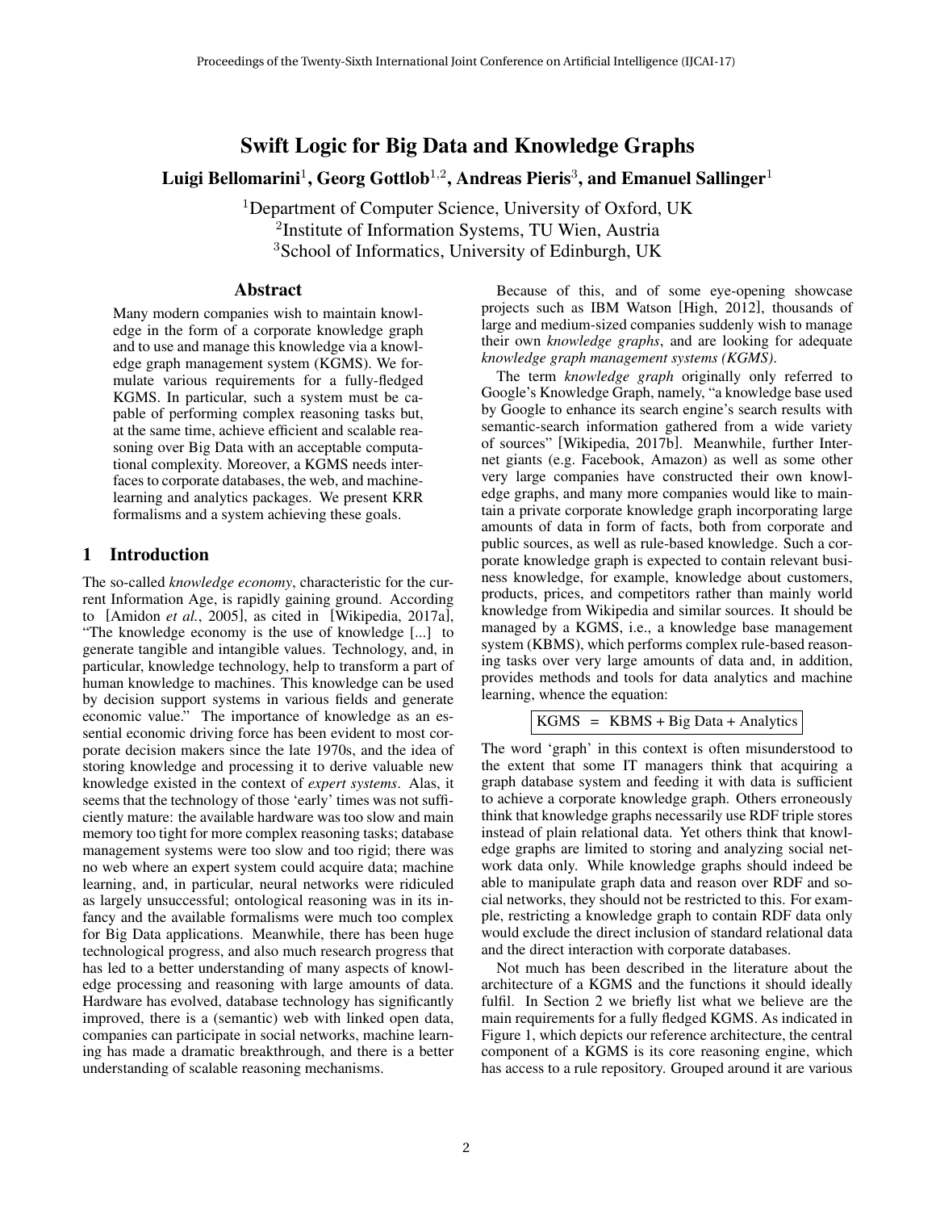# Swift Logic for Big Data and Knowledge Graphs

**Luigi Bellomarini[1], Georg Gottlob[1,2], Andreas Pieris[3], and Emanuel Sallinger[1]**

[1]Department of Computer Science, University of Oxford, UK
[2]Institute of Information Systems, TU Wien, Austria
[3]School of Informatics, University of Edinburgh, UK

## Abstract

Many modern companies wish to maintain knowledge in the form of a corporate knowledge graph and to use and manage this knowledge via a knowledge graph management system (KGMS). We formulate various requirements for a fully-fledged KGMS. In particular, such a system must be capable of performing complex reasoning tasks but, at the same time, achieve efficient and scalable reasoning over Big Data with an acceptable computational complexity. Moreover, a KGMS needs interfaces to corporate databases, the web, and machine-learning and analytics packages. We present KRR formalisms and a system achieving these goals.

## 1 Introduction

The so-called *knowledge economy*, characteristic for the current Information Age, is rapidly gaining ground. According to [Amidon *et al.*, 2005], as cited in [Wikipedia, 2017a], "The knowledge economy is the use of knowledge [...] to generate tangible and intangible values. Technology, and, in particular, knowledge technology, help to transform a part of human knowledge to machines. This knowledge can be used by decision support systems in various fields and generate economic value." The importance of knowledge as an essential economic driving force has been evident to most corporate decision makers since the late 1970s, and the idea of storing knowledge and processing it to derive valuable new knowledge existed in the context of *expert systems*. Alas, it seems that the technology of those 'early' times was not sufficiently mature: the available hardware was too slow and main memory too tight for more complex reasoning tasks; database management systems were too slow and too rigid; there was no web where an expert system could acquire data; machine learning, and, in particular, neural networks were ridiculed as largely unsuccessful; ontological reasoning was in its infancy and the available formalisms were much too complex for Big Data applications. Meanwhile, there has been huge technological progress, and also much research progress that has led to a better understanding of many aspects of knowledge processing and reasoning with large amounts of data. Hardware has evolved, database technology has significantly improved, there is a (semantic) web with linked open data, companies can participate in social networks, machine learning has made a dramatic breakthrough, and there is a better understanding of scalable reasoning mechanisms.

Because of this, and of some eye-opening showcase projects such as IBM Watson [High, 2012], thousands of large and medium-sized companies suddenly wish to manage their own *knowledge graphs*, and are looking for adequate *knowledge graph management systems (KGMS)*.

The term *knowledge graph* originally only referred to Google's Knowledge Graph, namely, "a knowledge base used by Google to enhance its search engine's search results with semantic-search information gathered from a wide variety of sources" [Wikipedia, 2017b]. Meanwhile, further Internet giants (e.g. Facebook, Amazon) as well as some other very large companies have constructed their own knowledge graphs, and many more companies would like to maintain a private corporate knowledge graph incorporating large amounts of data in form of facts, both from corporate and public sources, as well as rule-based knowledge. Such a corporate knowledge graph is expected to contain relevant business knowledge, for example, knowledge about customers, products, prices, and competitors rather than mainly world knowledge from Wikipedia and similar sources. It should be managed by a KGMS, i.e., a knowledge base management system (KBMS), which performs complex rule-based reasoning tasks over very large amounts of data and, in addition, provides methods and tools for data analytics and machine learning, whence the equation:

KGMS = KBMS + Big Data + Analytics

The word 'graph' in this context is often misunderstood to the extent that some IT managers think that acquiring a graph database system and feeding it with data is sufficient to achieve a corporate knowledge graph. Others erroneously think that knowledge graphs necessarily use RDF triple stores instead of plain relational data. Yet others think that knowledge graphs are limited to storing and analyzing social network data only. While knowledge graphs should indeed be able to manipulate graph data and reason over RDF and social networks, they should not be restricted to this. For example, restricting a knowledge graph to contain RDF data only would exclude the direct inclusion of standard relational data and the direct interaction with corporate databases.

Not much has been described in the literature about the architecture of a KGMS and the functions it should ideally fulfil. In Section 2 we briefly list what we believe are the main requirements for a fully fledged KGMS. As indicated in Figure 1, which depicts our reference architecture, the central component of a KGMS is its core reasoning engine, which has access to a rule repository. Grouped around it are various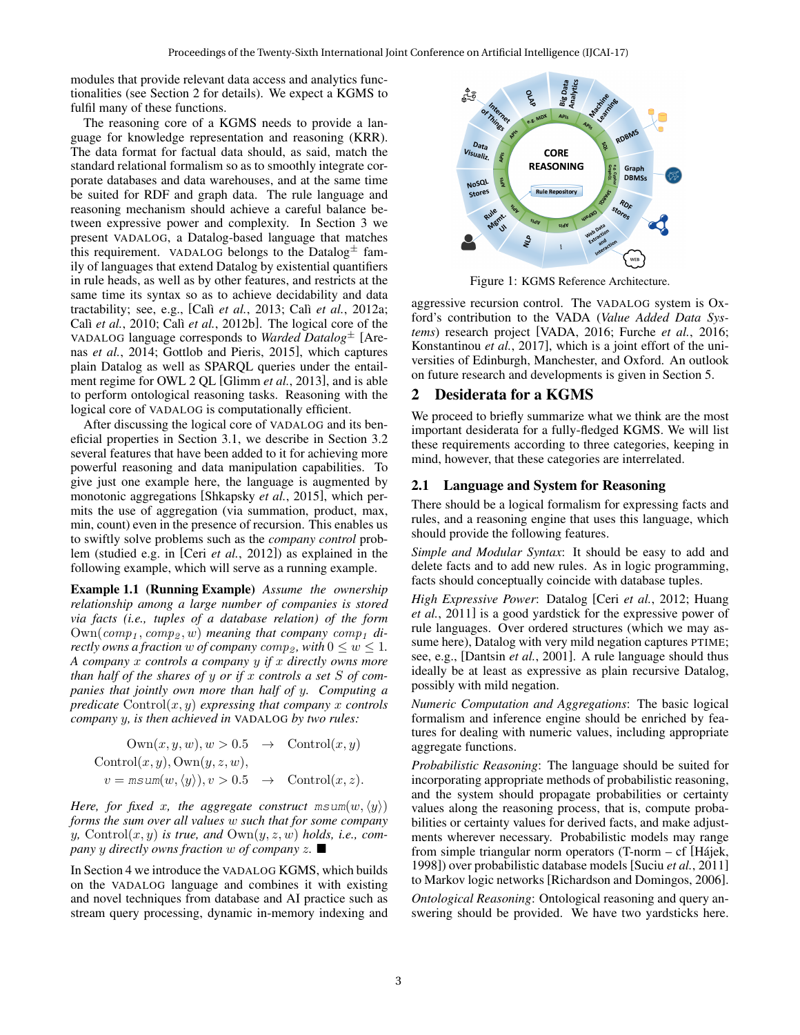modules that provide relevant data access and analytics functionalities (see Section 2 for details). We expect a KGMS to fulfil many of these functions.

The reasoning core of a KGMS needs to provide a language for knowledge representation and reasoning (KRR). The data format for factual data should, as said, match the standard relational formalism so as to smoothly integrate corporate databases and data warehouses, and at the same time be suited for RDF and graph data. The rule language and reasoning mechanism should achieve a careful balance between expressive power and complexity. In Section 3 we present VADALOG, a Datalog-based language that matches this requirement. VADALOG belongs to the Datalog$^\pm$ family of languages that extend Datalog by existential quantifiers in rule heads, as well as by other features, and restricts at the same time its syntax so as to achieve decidability and data tractability; see, e.g., [Calì *et al.*, 2013; Calì *et al.*, 2012a; Calì *et al.*, 2010; Calì *et al.*, 2012b]. The logical core of the VADALOG language corresponds to *Warded Datalog*$^\pm$ [Arenas *et al.*, 2014; Gottlob and Pieris, 2015], which captures plain Datalog as well as SPARQL queries under the entailment regime for OWL 2 QL [Glimm *et al.*, 2013], and is able to perform ontological reasoning tasks. Reasoning with the logical core of VADALOG is computationally efficient.

After discussing the logical core of VADALOG and its beneficial properties in Section 3.1, we describe in Section 3.2 several features that have been added to it for achieving more powerful reasoning and data manipulation capabilities. To give just one example here, the language is augmented by monotonic aggregations [Shkapsky *et al.*, 2015], which permits the use of aggregation (via summation, product, max, min, count) even in the presence of recursion. This enables us to swiftly solve problems such as the *company control* problem (studied e.g. in [Ceri *et al.*, 2012]) as explained in the following example, which will serve as a running example.

**Example 1.1 (Running Example)** *Assume the ownership relationship among a large number of companies is stored via facts (i.e., tuples of a database relation) of the form* $\mathrm{Own}(comp_1, comp_2, w)$ *meaning that company* $comp_1$ *directly owns a fraction* $w$ *of company* $comp_2$*, with* $0 \leq w \leq 1$*. A company* $x$ *controls a company* $y$ *if* $x$ *directly owns more than half of the shares of* $y$ *or if* $x$ *controls a set* $S$ *of companies that jointly own more than half of* $y$*. Computing a predicate* $\mathrm{Control}(x, y)$ *expressing that company* $x$ *controls company* $y$*, is then achieved in* VADALOG *by two rules:*

$$\mathrm{Own}(x, y, w), w > 0.5 \quad \rightarrow \quad \mathrm{Control}(x, y)$$
$$\mathrm{Control}(x, y), \mathrm{Own}(y, z, w), v = \mathit{msum}(w, \langle y \rangle), v > 0.5 \quad \rightarrow \quad \mathrm{Control}(x, z).$$

*Here, for fixed* $x$*, the aggregate construct* $\mathit{msum}(w, \langle y \rangle)$ *forms the sum over all values* $w$ *such that for some company* $y$*,* $\mathrm{Control}(x, y)$ *is true, and* $\mathrm{Own}(y, z, w)$ *holds, i.e., company* $y$ *directly owns fraction* $w$ *of company* $z$*.* ■

In Section 4 we introduce the VADALOG KGMS, which builds on the VADALOG language and combines it with existing and novel techniques from database and AI practice such as stream query processing, dynamic in-memory indexing and aggressive recursion control. The VADALOG system is Oxford's contribution to the VADA (*Value Added Data Systems*) research project [VADA, 2016; Furche *et al.*, 2016; Konstantinou *et al.*, 2017], which is a joint effort of the universities of Edinburgh, Manchester, and Oxford. An outlook on future research and developments is given in Section 5.

Figure 1: KGMS Reference Architecture.

## 2 Desiderata for a KGMS

We proceed to briefly summarize what we think are the most important desiderata for a fully-fledged KGMS. We will list these requirements according to three categories, keeping in mind, however, that these categories are interrelated.

### 2.1 Language and System for Reasoning

There should be a logical formalism for expressing facts and rules, and a reasoning engine that uses this language, which should provide the following features.

*Simple and Modular Syntax*: It should be easy to add and delete facts and to add new rules. As in logic programming, facts should conceptually coincide with database tuples.

*High Expressive Power*: Datalog [Ceri *et al.*, 2012; Huang *et al.*, 2011] is a good yardstick for the expressive power of rule languages. Over ordered structures (which we may assume here), Datalog with very mild negation captures PTIME; see, e.g., [Dantsin *et al.*, 2001]. A rule language should thus ideally be at least as expressive as plain recursive Datalog, possibly with mild negation.

*Numeric Computation and Aggregations*: The basic logical formalism and inference engine should be enriched by features for dealing with numeric values, including appropriate aggregate functions.

*Probabilistic Reasoning*: The language should be suited for incorporating appropriate methods of probabilistic reasoning, and the system should propagate probabilities or certainty values along the reasoning process, that is, compute probabilities or certainty values for derived facts, and make adjustments wherever necessary. Probabilistic models may range from simple triangular norm operators (T-norm – cf [Hájek, 1998]) over probabilistic database models [Suciu *et al.*, 2011] to Markov logic networks [Richardson and Domingos, 2006].

*Ontological Reasoning*: Ontological reasoning and query answering should be provided. We have two yardsticks here.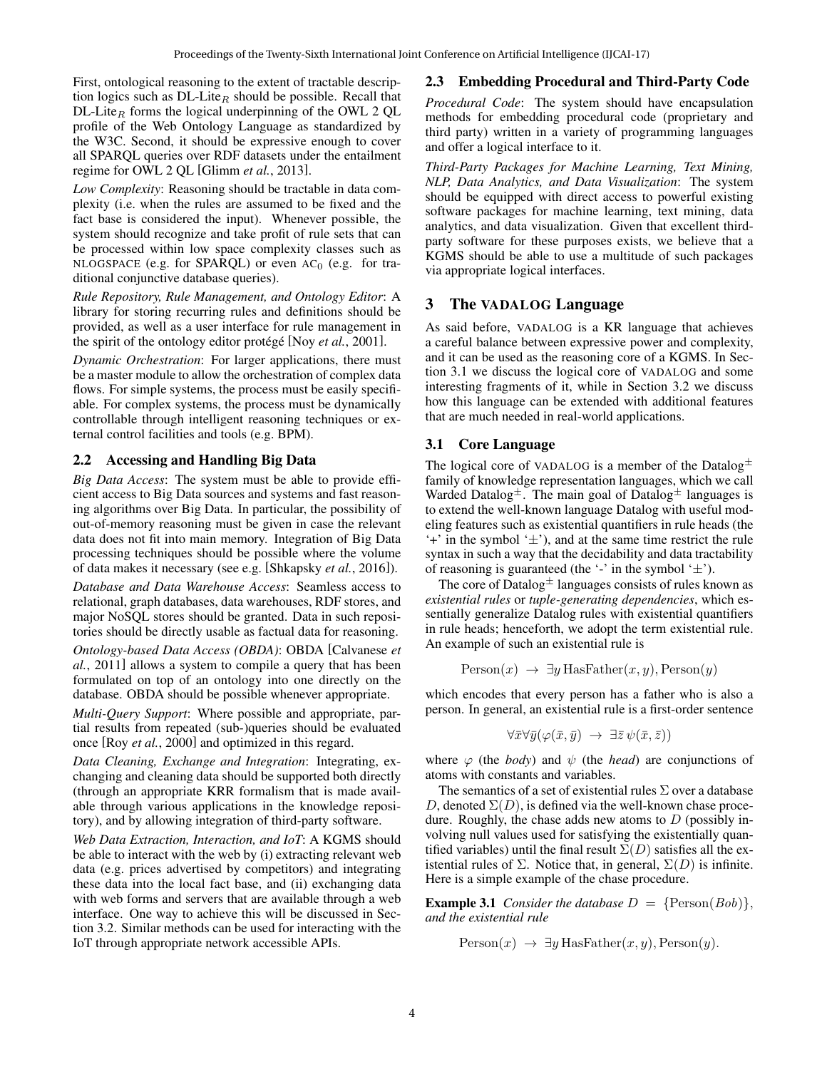First, ontological reasoning to the extent of tractable description logics such as DL-Lite$_R$ should be possible. Recall that DL-Lite$_R$ forms the logical underpinning of the OWL 2 QL profile of the Web Ontology Language as standardized by the W3C. Second, it should be expressive enough to cover all SPARQL queries over RDF datasets under the entailment regime for OWL 2 QL [Glimm *et al.*, 2013].

*Low Complexity*: Reasoning should be tractable in data complexity (i.e. when the rules are assumed to be fixed and the fact base is considered the input). Whenever possible, the system should recognize and take profit of rule sets that can be processed within low space complexity classes such as NLOGSPACE (e.g. for SPARQL) or even AC$_0$ (e.g. for traditional conjunctive database queries).

*Rule Repository, Rule Management, and Ontology Editor*: A library for storing recurring rules and definitions should be provided, as well as a user interface for rule management in the spirit of the ontology editor protégé [Noy *et al.*, 2001].

*Dynamic Orchestration*: For larger applications, there must be a master module to allow the orchestration of complex data flows. For simple systems, the process must be easily specifiable. For complex systems, the process must be dynamically controllable through intelligent reasoning techniques or external control facilities and tools (e.g. BPM).

## 2.2 Accessing and Handling Big Data

*Big Data Access*: The system must be able to provide efficient access to Big Data sources and systems and fast reasoning algorithms over Big Data. In particular, the possibility of out-of-memory reasoning must be given in case the relevant data does not fit into main memory. Integration of Big Data processing techniques should be possible where the volume of data makes it necessary (see e.g. [Shkapsky *et al.*, 2016]).

*Database and Data Warehouse Access*: Seamless access to relational, graph databases, data warehouses, RDF stores, and major NoSQL stores should be granted. Data in such repositories should be directly usable as factual data for reasoning.

*Ontology-based Data Access (OBDA)*: OBDA [Calvanese *et al.*, 2011] allows a system to compile a query that has been formulated on top of an ontology into one directly on the database. OBDA should be possible whenever appropriate.

*Multi-Query Support*: Where possible and appropriate, partial results from repeated (sub-)queries should be evaluated once [Roy *et al.*, 2000] and optimized in this regard.

*Data Cleaning, Exchange and Integration*: Integrating, exchanging and cleaning data should be supported both directly (through an appropriate KRR formalism that is made available through various applications in the knowledge repository), and by allowing integration of third-party software.

*Web Data Extraction, Interaction, and IoT*: A KGMS should be able to interact with the web by (i) extracting relevant web data (e.g. prices advertised by competitors) and integrating these data into the local fact base, and (ii) exchanging data with web forms and servers that are available through a web interface. One way to achieve this will be discussed in Section 3.2. Similar methods can be used for interacting with the IoT through appropriate network accessible APIs.

## 2.3 Embedding Procedural and Third-Party Code

*Procedural Code*: The system should have encapsulation methods for embedding procedural code (proprietary and third party) written in a variety of programming languages and offer a logical interface to it.

*Third-Party Packages for Machine Learning, Text Mining, NLP, Data Analytics, and Data Visualization*: The system should be equipped with direct access to powerful existing software packages for machine learning, text mining, data analytics, and data visualization. Given that excellent third-party software for these purposes exists, we believe that a KGMS should be able to use a multitude of such packages via appropriate logical interfaces.

# 3 The VADALOG Language

As said before, VADALOG is a KR language that achieves a careful balance between expressive power and complexity, and it can be used as the reasoning core of a KGMS. In Section 3.1 we discuss the logical core of VADALOG and some interesting fragments of it, while in Section 3.2 we discuss how this language can be extended with additional features that are much needed in real-world applications.

## 3.1 Core Language

The logical core of VADALOG is a member of the Datalog$^\pm$ family of knowledge representation languages, which we call Warded Datalog$^\pm$. The main goal of Datalog$^\pm$ languages is to extend the well-known language Datalog with useful modeling features such as existential quantifiers in rule heads (the '+' in the symbol '$\pm$'), and at the same time restrict the rule syntax in such a way that the decidability and data tractability of reasoning is guaranteed (the '-' in the symbol '$\pm$').

The core of Datalog$^\pm$ languages consists of rules known as *existential rules* or *tuple-generating dependencies*, which essentially generalize Datalog rules with existential quantifiers in rule heads; henceforth, we adopt the term existential rule. An example of such an existential rule is

$$\text{Person}(x) \rightarrow \exists y\, \text{HasFather}(x, y), \text{Person}(y)$$

which encodes that every person has a father who is also a person. In general, an existential rule is a first-order sentence

$$\forall \bar{x} \forall \bar{y} (\varphi(\bar{x}, \bar{y}) \rightarrow \exists \bar{z}\, \psi(\bar{x}, \bar{z}))$$

where $\varphi$ (the *body*) and $\psi$ (the *head*) are conjunctions of atoms with constants and variables.

The semantics of a set of existential rules $\Sigma$ over a database $D$, denoted $\Sigma(D)$, is defined via the well-known chase procedure. Roughly, the chase adds new atoms to $D$ (possibly involving null values used for satisfying the existentially quantified variables) until the final result $\Sigma(D)$ satisfies all the existential rules of $\Sigma$. Notice that, in general, $\Sigma(D)$ is infinite. Here is a simple example of the chase procedure.

**Example 3.1** *Consider the database* $D = \{\text{Person}(Bob)\}$*, and the existential rule*

$$\text{Person}(x) \rightarrow \exists y\, \text{HasFather}(x, y), \text{Person}(y).$$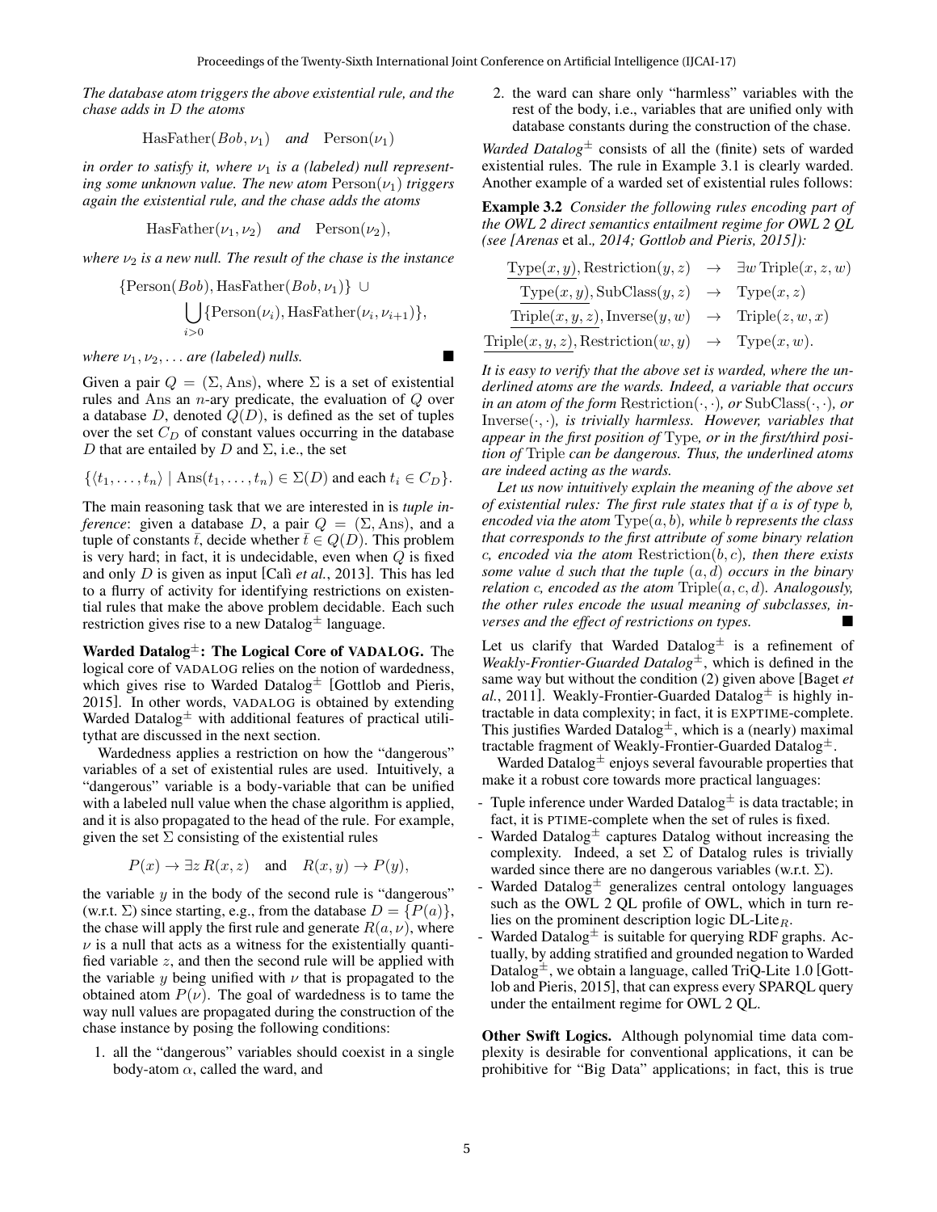*The database atom triggers the above existential rule, and the chase adds in $D$ the atoms*

$$\text{HasFather}(Bob, \nu_1) \quad \textit{and} \quad \text{Person}(\nu_1)$$

*in order to satisfy it, where $\nu_1$ is a (labeled) null representing some unknown value. The new atom $\text{Person}(\nu_1)$ triggers again the existential rule, and the chase adds the atoms*

$$\text{HasFather}(\nu_1, \nu_2) \quad \textit{and} \quad \text{Person}(\nu_2),$$

*where $\nu_2$ is a new null. The result of the chase is the instance*

$$\{\text{Person}(Bob), \text{HasFather}(Bob, \nu_1)\} \cup \bigcup_{i>0} \{\text{Person}(\nu_i), \text{HasFather}(\nu_i, \nu_{i+1})\},$$

*where $\nu_1, \nu_2, \ldots$ are (labeled) nulls.* ■

Given a pair $Q = (\Sigma, \text{Ans})$, where $\Sigma$ is a set of existential rules and Ans an $n$-ary predicate, the evaluation of $Q$ over a database $D$, denoted $Q(D)$, is defined as the set of tuples over the set $C_D$ of constant values occurring in the database $D$ that are entailed by $D$ and $\Sigma$, i.e., the set

$$\{\langle t_1, \ldots, t_n \rangle \mid \text{Ans}(t_1, \ldots, t_n) \in \Sigma(D) \text{ and each } t_i \in C_D\}.$$

The main reasoning task that we are interested in is *tuple inference*: given a database $D$, a pair $Q = (\Sigma, \text{Ans})$, and a tuple of constants $\bar{t}$, decide whether $\bar{t} \in Q(D)$. This problem is very hard; in fact, it is undecidable, even when $Q$ is fixed and only $D$ is given as input [Calì *et al.*, 2013]. This has led to a flurry of activity for identifying restrictions on existential rules that make the above problem decidable. Each such restriction gives rise to a new Datalog$^\pm$ language.

**Warded Datalog$^\pm$: The Logical Core of VADALOG.** The logical core of VADALOG relies on the notion of wardedness, which gives rise to Warded Datalog$^\pm$ [Gottlob and Pieris, 2015]. In other words, VADALOG is obtained by extending Warded Datalog$^\pm$ with additional features of practical utilitythat are discussed in the next section.

Wardedness applies a restriction on how the "dangerous" variables of a set of existential rules are used. Intuitively, a "dangerous" variable is a body-variable that can be unified with a labeled null value when the chase algorithm is applied, and it is also propagated to the head of the rule. For example, given the set $\Sigma$ consisting of the existential rules

$$P(x) \rightarrow \exists z \, R(x, z) \quad \text{and} \quad R(x, y) \rightarrow P(y),$$

the variable $y$ in the body of the second rule is "dangerous" (w.r.t. $\Sigma$) since starting, e.g., from the database $D = \{P(a)\}$, the chase will apply the first rule and generate $R(a, \nu)$, where $\nu$ is a null that acts as a witness for the existentially quantified variable $z$, and then the second rule will be applied with the variable $y$ being unified with $\nu$ that is propagated to the obtained atom $P(\nu)$. The goal of wardedness is to tame the way null values are propagated during the construction of the chase instance by posing the following conditions:

1. all the "dangerous" variables should coexist in a single body-atom $\alpha$, called the ward, and
2. the ward can share only "harmless" variables with the rest of the body, i.e., variables that are unified only with database constants during the construction of the chase.

*Warded Datalog$^\pm$* consists of all the (finite) sets of warded existential rules. The rule in Example 3.1 is clearly warded. Another example of a warded set of existential rules follows:

**Example 3.2** *Consider the following rules encoding part of the OWL 2 direct semantics entailment regime for OWL 2 QL (see [Arenas* et al.*, 2014; Gottlob and Pieris, 2015]):*

$$\begin{array}{rcl}
\underline{\text{Type}(x, y)}, \text{Restriction}(y, z) & \rightarrow & \exists w \, \text{Triple}(x, z, w) \\
\underline{\text{Type}(x, y)}, \text{SubClass}(y, z) & \rightarrow & \text{Type}(x, z) \\
\underline{\text{Triple}(x, y, z)}, \text{Inverse}(y, w) & \rightarrow & \text{Triple}(z, w, x) \\
\underline{\text{Triple}(x, y, z)}, \text{Restriction}(w, y) & \rightarrow & \text{Type}(x, w).
\end{array}$$

*It is easy to verify that the above set is warded, where the underlined atoms are the wards. Indeed, a variable that occurs in an atom of the form $\text{Restriction}(\cdot, \cdot)$, or $\text{SubClass}(\cdot, \cdot)$, or $\text{Inverse}(\cdot, \cdot)$, is trivially harmless. However, variables that appear in the first position of* Type*, or in the first/third position of* Triple *can be dangerous. Thus, the underlined atoms are indeed acting as the wards.*

*Let us now intuitively explain the meaning of the above set of existential rules: The first rule states that if $a$ is of type $b$, encoded via the atom $\text{Type}(a, b)$, while $b$ represents the class that corresponds to the first attribute of some binary relation $c$, encoded via the atom $\text{Restriction}(b, c)$, then there exists some value $d$ such that the tuple $(a, d)$ occurs in the binary relation $c$, encoded as the atom $\text{Triple}(a, c, d)$. Analogously, the other rules encode the usual meaning of subclasses, inverses and the effect of restrictions on types.* ■

Let us clarify that Warded Datalog$^\pm$ is a refinement of *Weakly-Frontier-Guarded Datalog$^\pm$*, which is defined in the same way but without the condition (2) given above [Baget *et al.*, 2011]. Weakly-Frontier-Guarded Datalog$^\pm$ is highly intractable in data complexity; in fact, it is EXPTIME-complete. This justifies Warded Datalog$^\pm$, which is a (nearly) maximal tractable fragment of Weakly-Frontier-Guarded Datalog$^\pm$.

Warded Datalog$^\pm$ enjoys several favourable properties that make it a robust core towards more practical languages:

- Tuple inference under Warded Datalog$^\pm$ is data tractable; in fact, it is PTIME-complete when the set of rules is fixed.
- Warded Datalog$^\pm$ captures Datalog without increasing the complexity. Indeed, a set $\Sigma$ of Datalog rules is trivially warded since there are no dangerous variables (w.r.t. $\Sigma$).
- Warded Datalog$^\pm$ generalizes central ontology languages such as the OWL 2 QL profile of OWL, which in turn relies on the prominent description logic DL-Lite$_R$.
- Warded Datalog$^\pm$ is suitable for querying RDF graphs. Actually, by adding stratified and grounded negation to Warded Datalog$^\pm$, we obtain a language, called TriQ-Lite 1.0 [Gottlob and Pieris, 2015], that can express every SPARQL query under the entailment regime for OWL 2 QL.

**Other Swift Logics.** Although polynomial time data complexity is desirable for conventional applications, it can be prohibitive for "Big Data" applications; in fact, this is true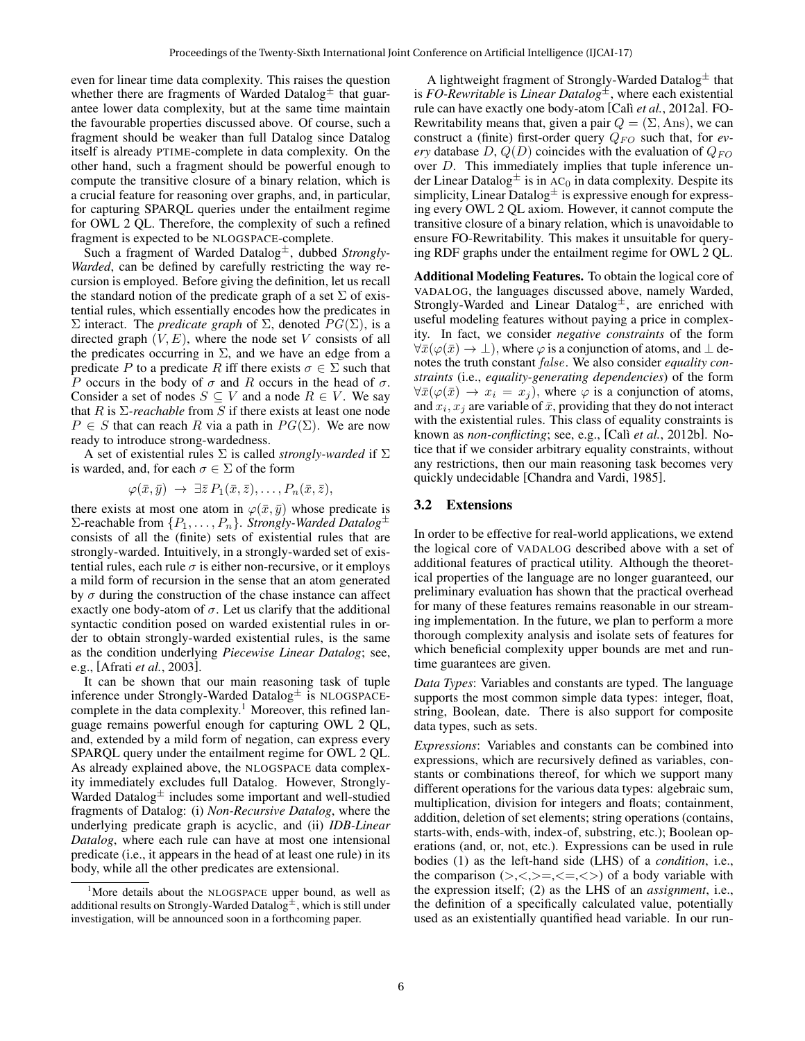even for linear time data complexity. This raises the question whether there are fragments of Warded Datalog$^\pm$ that guarantee lower data complexity, but at the same time maintain the favourable properties discussed above. Of course, such a fragment should be weaker than full Datalog since Datalog itself is already PTIME-complete in data complexity. On the other hand, such a fragment should be powerful enough to compute the transitive closure of a binary relation, which is a crucial feature for reasoning over graphs, and, in particular, for capturing SPARQL queries under the entailment regime for OWL 2 QL. Therefore, the complexity of such a refined fragment is expected to be NLOGSPACE-complete.

Such a fragment of Warded Datalog$^\pm$, dubbed *Strongly-Warded*, can be defined by carefully restricting the way recursion is employed. Before giving the definition, let us recall the standard notion of the predicate graph of a set $\Sigma$ of existential rules, which essentially encodes how the predicates in $\Sigma$ interact. The *predicate graph* of $\Sigma$, denoted $PG(\Sigma)$, is a directed graph $(V, E)$, where the node set $V$ consists of all the predicates occurring in $\Sigma$, and we have an edge from a predicate $P$ to a predicate $R$ iff there exists $\sigma \in \Sigma$ such that $P$ occurs in the body of $\sigma$ and $R$ occurs in the head of $\sigma$. Consider a set of nodes $S \subseteq V$ and a node $R \in V$. We say that $R$ is $\Sigma$*-reachable* from $S$ if there exists at least one node $P \in S$ that can reach $R$ via a path in $PG(\Sigma)$. We are now ready to introduce strong-wardedness.

A set of existential rules $\Sigma$ is called *strongly-warded* if $\Sigma$ is warded, and, for each $\sigma \in \Sigma$ of the form

$$\varphi(\bar{x}, \bar{y}) \rightarrow \exists \bar{z}\, P_1(\bar{x}, \bar{z}), \ldots, P_n(\bar{x}, \bar{z}),$$

there exists at most one atom in $\varphi(\bar{x}, \bar{y})$ whose predicate is $\Sigma$-reachable from $\{P_1, \ldots, P_n\}$. *Strongly-Warded Datalog*$^\pm$ consists of all the (finite) sets of existential rules that are strongly-warded. Intuitively, in a strongly-warded set of existential rules, each rule $\sigma$ is either non-recursive, or it employs a mild form of recursion in the sense that an atom generated by $\sigma$ during the construction of the chase instance can affect exactly one body-atom of $\sigma$. Let us clarify that the additional syntactic condition posed on warded existential rules in order to obtain strongly-warded existential rules, is the same as the condition underlying *Piecewise Linear Datalog*; see, e.g., [Afrati *et al.*, 2003].

It can be shown that our main reasoning task of tuple inference under Strongly-Warded Datalog$^\pm$ is NLOGSPACE-complete in the data complexity.[1] Moreover, this refined language remains powerful enough for capturing OWL 2 QL, and, extended by a mild form of negation, can express every SPARQL query under the entailment regime for OWL 2 QL. As already explained above, the NLOGSPACE data complexity immediately excludes full Datalog. However, Strongly-Warded Datalog$^\pm$ includes some important and well-studied fragments of Datalog: (i) *Non-Recursive Datalog*, where the underlying predicate graph is acyclic, and (ii) *IDB-Linear Datalog*, where each rule can have at most one intensional predicate (i.e., it appears in the head of at least one rule) in its body, while all the other predicates are extensional.

[1] More details about the NLOGSPACE upper bound, as well as additional results on Strongly-Warded Datalog$^\pm$, which is still under investigation, will be announced soon in a forthcoming paper.

A lightweight fragment of Strongly-Warded Datalog$^\pm$ that is *FO-Rewritable* is *Linear Datalog*$^\pm$, where each existential rule can have exactly one body-atom [Calì *et al.*, 2012a]. FO-Rewritability means that, given a pair $Q = (\Sigma, \text{Ans})$, we can construct a (finite) first-order query $Q_{FO}$ such that, for *every* database $D$, $Q(D)$ coincides with the evaluation of $Q_{FO}$ over $D$. This immediately implies that tuple inference under Linear Datalog$^\pm$ is in $\text{AC}_0$ in data complexity. Despite its simplicity, Linear Datalog$^\pm$ is expressive enough for expressing every OWL 2 QL axiom. However, it cannot compute the transitive closure of a binary relation, which is unavoidable to ensure FO-Rewritability. This makes it unsuitable for querying RDF graphs under the entailment regime for OWL 2 QL.

**Additional Modeling Features.** To obtain the logical core of VADALOG, the languages discussed above, namely Warded, Strongly-Warded and Linear Datalog$^\pm$, are enriched with useful modeling features without paying a price in complexity. In fact, we consider *negative constraints* of the form $\forall \bar{x}(\varphi(\bar{x}) \rightarrow \bot)$, where $\varphi$ is a conjunction of atoms, and $\bot$ denotes the truth constant $false$. We also consider *equality constraints* (i.e., *equality-generating dependencies*) of the form $\forall \bar{x}(\varphi(\bar{x}) \rightarrow x_i = x_j)$, where $\varphi$ is a conjunction of atoms, and $x_i, x_j$ are variable of $\bar{x}$, providing that they do not interact with the existential rules. This class of equality constraints is known as *non-conflicting*; see, e.g., [Calì *et al.*, 2012b]. Notice that if we consider arbitrary equality constraints, without any restrictions, then our main reasoning task becomes very quickly undecidable [Chandra and Vardi, 1985].

### 3.2 Extensions

In order to be effective for real-world applications, we extend the logical core of VADALOG described above with a set of additional features of practical utility. Although the theoretical properties of the language are no longer guaranteed, our preliminary evaluation has shown that the practical overhead for many of these features remains reasonable in our streaming implementation. In the future, we plan to perform a more thorough complexity analysis and isolate sets of features for which beneficial complexity upper bounds are met and runtime guarantees are given.

*Data Types*: Variables and constants are typed. The language supports the most common simple data types: integer, float, string, Boolean, date. There is also support for composite data types, such as sets.

*Expressions*: Variables and constants can be combined into expressions, which are recursively defined as variables, constants or combinations thereof, for which we support many different operations for the various data types: algebraic sum, multiplication, division for integers and floats; containment, addition, deletion of set elements; string operations (contains, starts-with, ends-with, index-of, substring, etc.); Boolean operations (and, or, not, etc.). Expressions can be used in rule bodies (1) as the left-hand side (LHS) of a *condition*, i.e., the comparison (>,<,>=,<=,<>) of a body variable with the expression itself; (2) as the LHS of an *assignment*, i.e., the definition of a specifically calculated value, potentially used as an existentially quantified head variable. In our run-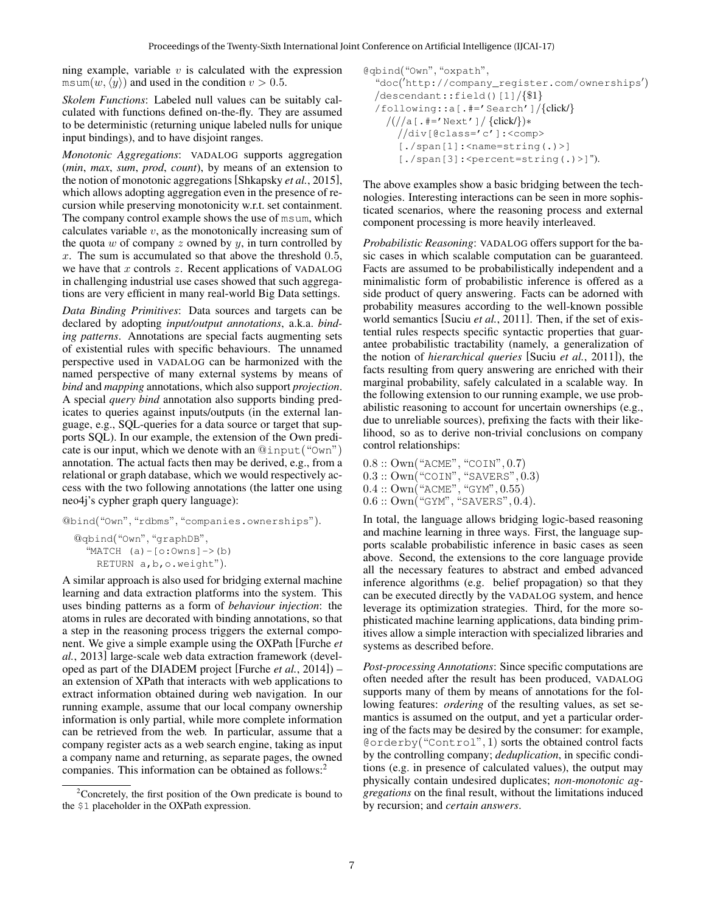ning example, variable $v$ is calculated with the expression $\mathrm{msum}(w, \langle y \rangle)$ and used in the condition $v > 0.5$.

*Skolem Functions*: Labeled null values can be suitably calculated with functions defined on-the-fly. They are assumed to be deterministic (returning unique labeled nulls for unique input bindings), and to have disjoint ranges.

*Monotonic Aggregations*: VADALOG supports aggregation (*min*, *max*, *sum*, *prod*, *count*), by means of an extension to the notion of monotonic aggregations [Shkapsky *et al.*, 2015], which allows adopting aggregation even in the presence of recursion while preserving monotonicity w.r.t. set containment. The company control example shows the use of msum, which calculates variable $v$, as the monotonically increasing sum of the quota $w$ of company $z$ owned by $y$, in turn controlled by $x$. The sum is accumulated so that above the threshold $0.5$, we have that $x$ controls $z$. Recent applications of VADALOG in challenging industrial use cases showed that such aggregations are very efficient in many real-world Big Data settings.

*Data Binding Primitives*: Data sources and targets can be declared by adopting *input/output annotations*, a.k.a. *binding patterns*. Annotations are special facts augmenting sets of existential rules with specific behaviours. The unnamed perspective used in VADALOG can be harmonized with the named perspective of many external systems by means of *bind* and *mapping* annotations, which also support *projection*. A special *query bind* annotation also supports binding predicates to queries against inputs/outputs (in the external language, e.g., SQL-queries for a data source or target that supports SQL). In our example, the extension of the Own predicate is our input, which we denote with an @input("Own") annotation. The actual facts then may be derived, e.g., from a relational or graph database, which we would respectively access with the two following annotations (the latter one using neo4j's cypher graph query language):

```
@bind("Own", "rdbms", "companies.ownerships").

@qbind("Own", "graphDB",
  "MATCH (a)-[o:Owns]->(b)
   RETURN a,b,o.weight").
```

A similar approach is also used for bridging external machine learning and data extraction platforms into the system. This uses binding patterns as a form of *behaviour injection*: the atoms in rules are decorated with binding annotations, so that a step in the reasoning process triggers the external component. We give a simple example using the OXPath [Furche *et al.*, 2013] large-scale web data extraction framework (developed as part of the DIADEM project [Furche *et al.*, 2014]) – an extension of XPath that interacts with web applications to extract information obtained during web navigation. In our running example, assume that our local company ownership information is only partial, while more complete information can be retrieved from the web. In particular, assume that a company register acts as a web search engine, taking as input a company name and returning, as separate pages, the owned companies. This information can be obtained as follows:[2]

```
@qbind("Own", "oxpath",
  "doc('http://company_register.com/ownerships')
  /descendant::field()[1]/{$1}
  /following::a[.#='Search']/{click/}
    /(//a[.#='Next']/{click/})*
      //div[@class='c']:<comp>
      [./span[1]:<name=string(.)>]
      [./span[3]:<percent=string(.)>]").
```

The above examples show a basic bridging between the technologies. Interesting interactions can be seen in more sophisticated scenarios, where the reasoning process and external component processing is more heavily interleaved.

*Probabilistic Reasoning*: VADALOG offers support for the basic cases in which scalable computation can be guaranteed. Facts are assumed to be probabilistically independent and a minimalistic form of probabilistic inference is offered as a side product of query answering. Facts can be adorned with probability measures according to the well-known possible world semantics [Suciu *et al.*, 2011]. Then, if the set of existential rules respects specific syntactic properties that guarantee probabilistic tractability (namely, a generalization of the notion of *hierarchical queries* [Suciu *et al.*, 2011]), the facts resulting from query answering are enriched with their marginal probability, safely calculated in a scalable way. In the following extension to our running example, we use probabilistic reasoning to account for uncertain ownerships (e.g., due to unreliable sources), prefixing the facts with their likelihood, so as to derive non-trivial conclusions on company control relationships:

$0.8 :: \mathrm{Own}(\text{“ACME”}, \text{“COIN”}, 0.7)$
$0.3 :: \mathrm{Own}(\text{“COIN”}, \text{“SAVERS”}, 0.3)$
$0.4 :: \mathrm{Own}(\text{“ACME”}, \text{“GYM”}, 0.55)$
$0.6 :: \mathrm{Own}(\text{“GYM”}, \text{“SAVERS”}, 0.4).$

In total, the language allows bridging logic-based reasoning and machine learning in three ways. First, the language supports scalable probabilistic inference in basic cases as seen above. Second, the extensions to the core language provide all the necessary features to abstract and embed advanced inference algorithms (e.g. belief propagation) so that they can be executed directly by the VADALOG system, and hence leverage its optimization strategies. Third, for the more sophisticated machine learning applications, data binding primitives allow a simple interaction with specialized libraries and systems as described before.

*Post-processing Annotations*: Since specific computations are often needed after the result has been produced, VADALOG supports many of them by means of annotations for the following features: *ordering* of the resulting values, as set semantics is assumed on the output, and yet a particular ordering of the facts may be desired by the consumer: for example, @orderby("Control", 1) sorts the obtained control facts by the controlling company; *deduplication*, in specific conditions (e.g. in presence of calculated values), the output may physically contain undesired duplicates; *non-monotonic aggregations* on the final result, without the limitations induced by recursion; and *certain answers*.

[2] Concretely, the first position of the Own predicate is bound to the $1 placeholder in the OXPath expression.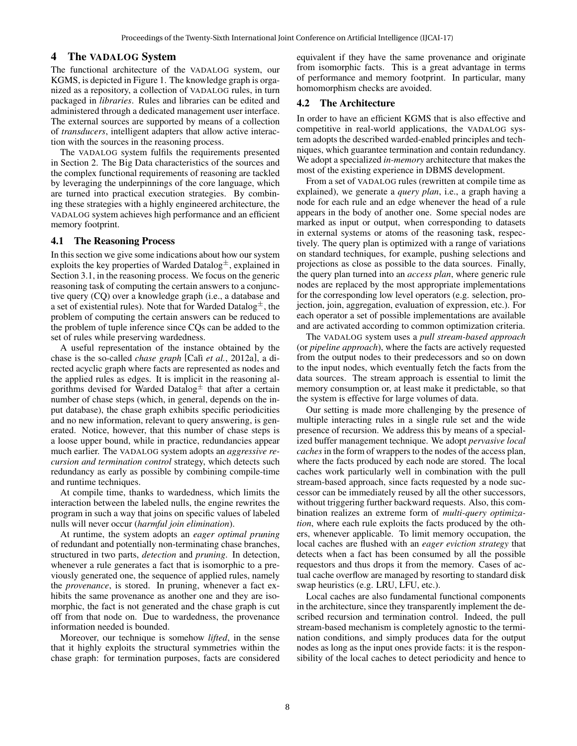## 4 The VADALOG System

The functional architecture of the VADALOG system, our KGMS, is depicted in Figure 1. The knowledge graph is organized as a repository, a collection of VADALOG rules, in turn packaged in *libraries*. Rules and libraries can be edited and administered through a dedicated management user interface. The external sources are supported by means of a collection of *transducers*, intelligent adapters that allow active interaction with the sources in the reasoning process.

The VADALOG system fulfils the requirements presented in Section 2. The Big Data characteristics of the sources and the complex functional requirements of reasoning are tackled by leveraging the underpinnings of the core language, which are turned into practical execution strategies. By combining these strategies with a highly engineered architecture, the VADALOG system achieves high performance and an efficient memory footprint.

### 4.1 The Reasoning Process

In this section we give some indications about how our system exploits the key properties of Warded Datalog$^\pm$, explained in Section 3.1, in the reasoning process. We focus on the generic reasoning task of computing the certain answers to a conjunctive query (CQ) over a knowledge graph (i.e., a database and a set of existential rules). Note that for Warded Datalog$^\pm$, the problem of computing the certain answers can be reduced to the problem of tuple inference since CQs can be added to the set of rules while preserving wardedness.

A useful representation of the instance obtained by the chase is the so-called *chase graph* [Calì *et al.*, 2012a], a directed acyclic graph where facts are represented as nodes and the applied rules as edges. It is implicit in the reasoning algorithms devised for Warded Datalog$^\pm$ that after a certain number of chase steps (which, in general, depends on the input database), the chase graph exhibits specific periodicities and no new information, relevant to query answering, is generated. Notice, however, that this number of chase steps is a loose upper bound, while in practice, redundancies appear much earlier. The VADALOG system adopts an *aggressive recursion and termination control* strategy, which detects such redundancy as early as possible by combining compile-time and runtime techniques.

At compile time, thanks to wardedness, which limits the interaction between the labeled nulls, the engine rewrites the program in such a way that joins on specific values of labeled nulls will never occur (*harmful join elimination*).

At runtime, the system adopts an *eager optimal pruning* of redundant and potentially non-terminating chase branches, structured in two parts, *detection* and *pruning*. In detection, whenever a rule generates a fact that is isomorphic to a previously generated one, the sequence of applied rules, namely the *provenance*, is stored. In pruning, whenever a fact exhibits the same provenance as another one and they are isomorphic, the fact is not generated and the chase graph is cut off from that node on. Due to wardedness, the provenance information needed is bounded.

Moreover, our technique is somehow *lifted*, in the sense that it highly exploits the structural symmetries within the chase graph: for termination purposes, facts are considered equivalent if they have the same provenance and originate from isomorphic facts. This is a great advantage in terms of performance and memory footprint. In particular, many homomorphism checks are avoided.

### 4.2 The Architecture

In order to have an efficient KGMS that is also effective and competitive in real-world applications, the VADALOG system adopts the described warded-enabled principles and techniques, which guarantee termination and contain redundancy. We adopt a specialized *in-memory* architecture that makes the most of the existing experience in DBMS development.

From a set of VADALOG rules (rewritten at compile time as explained), we generate a *query plan*, i.e., a graph having a node for each rule and an edge whenever the head of a rule appears in the body of another one. Some special nodes are marked as input or output, when corresponding to datasets in external systems or atoms of the reasoning task, respectively. The query plan is optimized with a range of variations on standard techniques, for example, pushing selections and projections as close as possible to the data sources. Finally, the query plan turned into an *access plan*, where generic rule nodes are replaced by the most appropriate implementations for the corresponding low level operators (e.g. selection, projection, join, aggregation, evaluation of expression, etc.). For each operator a set of possible implementations are available and are activated according to common optimization criteria.

The VADALOG system uses a *pull stream-based approach* (or *pipeline approach*), where the facts are actively requested from the output nodes to their predecessors and so on down to the input nodes, which eventually fetch the facts from the data sources. The stream approach is essential to limit the memory consumption or, at least make it predictable, so that the system is effective for large volumes of data.

Our setting is made more challenging by the presence of multiple interacting rules in a single rule set and the wide presence of recursion. We address this by means of a specialized buffer management technique. We adopt *pervasive local caches* in the form of wrappers to the nodes of the access plan, where the facts produced by each node are stored. The local caches work particularly well in combination with the pull stream-based approach, since facts requested by a node successor can be immediately reused by all the other successors, without triggering further backward requests. Also, this combination realizes an extreme form of *multi-query optimization*, where each rule exploits the facts produced by the others, whenever applicable. To limit memory occupation, the local caches are flushed with an *eager eviction strategy* that detects when a fact has been consumed by all the possible requestors and thus drops it from the memory. Cases of actual cache overflow are managed by resorting to standard disk swap heuristics (e.g. LRU, LFU, etc.).

Local caches are also fundamental functional components in the architecture, since they transparently implement the described recursion and termination control. Indeed, the pull stream-based mechanism is completely agnostic to the termination conditions, and simply produces data for the output nodes as long as the input ones provide facts: it is the responsibility of the local caches to detect periodicity and hence to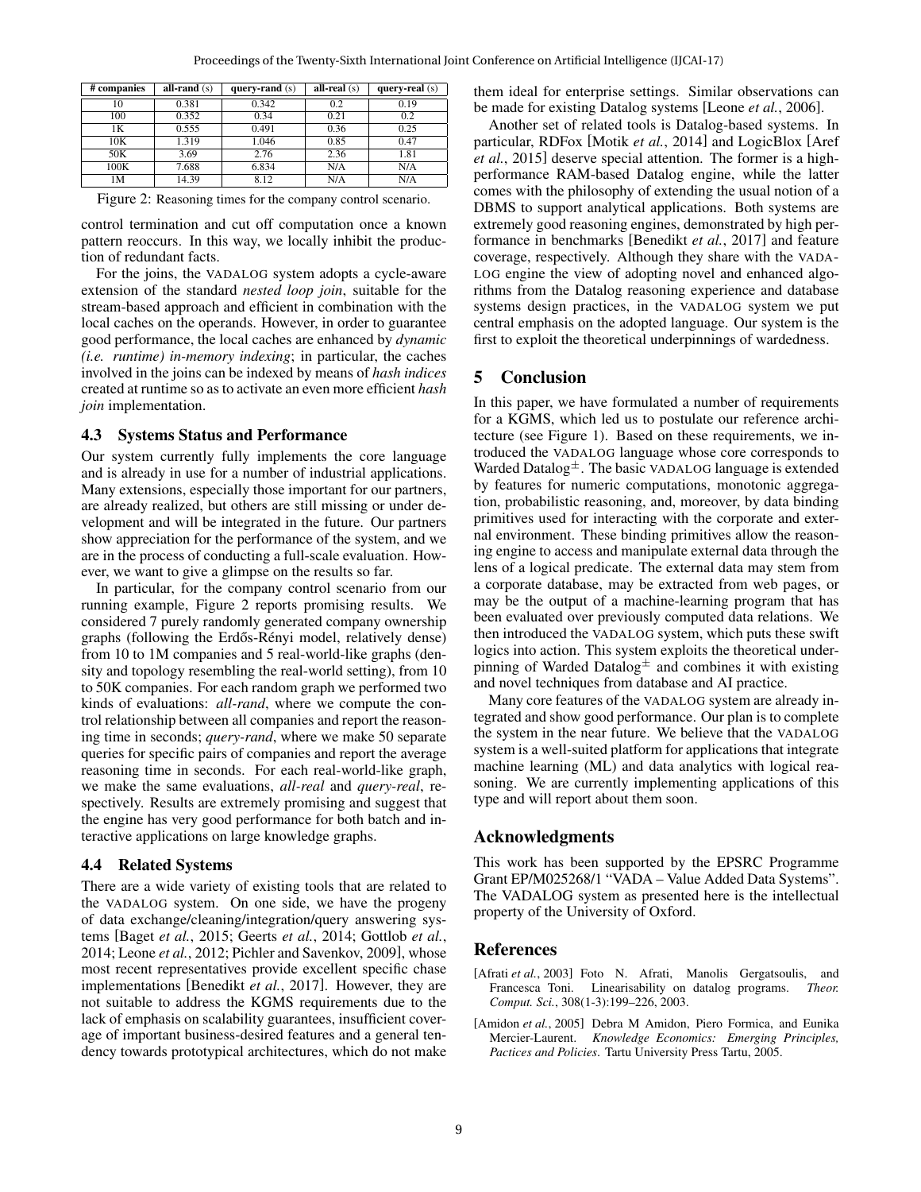| # companies | all-rand (s) | query-rand (s) | all-real (s) | query-real (s) |
|---|---|---|---|---|
| 10 | 0.381 | 0.342 | 0.2 | 0.19 |
| 100 | 0.352 | 0.34 | 0.21 | 0.2 |
| 1K | 0.555 | 0.491 | 0.36 | 0.25 |
| 10K | 1.319 | 1.046 | 0.85 | 0.47 |
| 50K | 3.69 | 2.76 | 2.36 | 1.81 |
| 100K | 7.688 | 6.834 | N/A | N/A |
| 1M | 14.39 | 8.12 | N/A | N/A |

Figure 2: Reasoning times for the company control scenario.

control termination and cut off computation once a known pattern reoccurs. In this way, we locally inhibit the production of redundant facts.

For the joins, the VADALOG system adopts a cycle-aware extension of the standard *nested loop join*, suitable for the stream-based approach and efficient in combination with the local caches on the operands. However, in order to guarantee good performance, the local caches are enhanced by *dynamic (i.e. runtime) in-memory indexing*; in particular, the caches involved in the joins can be indexed by means of *hash indices* created at runtime so as to activate an even more efficient *hash join* implementation.

### 4.3 Systems Status and Performance

Our system currently fully implements the core language and is already in use for a number of industrial applications. Many extensions, especially those important for our partners, are already realized, but others are still missing or under development and will be integrated in the future. Our partners show appreciation for the performance of the system, and we are in the process of conducting a full-scale evaluation. However, we want to give a glimpse on the results so far.

In particular, for the company control scenario from our running example, Figure 2 reports promising results. We considered 7 purely randomly generated company ownership graphs (following the Erdős-Rényi model, relatively dense) from 10 to 1M companies and 5 real-world-like graphs (density and topology resembling the real-world setting), from 10 to 50K companies. For each random graph we performed two kinds of evaluations: *all-rand*, where we compute the control relationship between all companies and report the reasoning time in seconds; *query-rand*, where we make 50 separate queries for specific pairs of companies and report the average reasoning time in seconds. For each real-world-like graph, we make the same evaluations, *all-real* and *query-real*, respectively. Results are extremely promising and suggest that the engine has very good performance for both batch and interactive applications on large knowledge graphs.

### 4.4 Related Systems

There are a wide variety of existing tools that are related to the VADALOG system. On one side, we have the progeny of data exchange/cleaning/integration/query answering systems [Baget *et al.*, 2015; Geerts *et al.*, 2014; Gottlob *et al.*, 2014; Leone *et al.*, 2012; Pichler and Savenkov, 2009], whose most recent representatives provide excellent specific chase implementations [Benedikt *et al.*, 2017]. However, they are not suitable to address the KGMS requirements due to the lack of emphasis on scalability guarantees, insufficient coverage of important business-desired features and a general tendency towards prototypical architectures, which do not make them ideal for enterprise settings. Similar observations can be made for existing Datalog systems [Leone *et al.*, 2006].

Another set of related tools is Datalog-based systems. In particular, RDFox [Motik *et al.*, 2014] and LogicBlox [Aref *et al.*, 2015] deserve special attention. The former is a high-performance RAM-based Datalog engine, while the latter comes with the philosophy of extending the usual notion of a DBMS to support analytical applications. Both systems are extremely good reasoning engines, demonstrated by high performance in benchmarks [Benedikt *et al.*, 2017] and feature coverage, respectively. Although they share with the VADALOG engine the view of adopting novel and enhanced algorithms from the Datalog reasoning experience and database systems design practices, in the VADALOG system we put central emphasis on the adopted language. Our system is the first to exploit the theoretical underpinnings of wardedness.

## 5 Conclusion

In this paper, we have formulated a number of requirements for a KGMS, which led us to postulate our reference architecture (see Figure 1). Based on these requirements, we introduced the VADALOG language whose core corresponds to Warded Datalog$^\pm$. The basic VADALOG language is extended by features for numeric computations, monotonic aggregation, probabilistic reasoning, and, moreover, by data binding primitives used for interacting with the corporate and external environment. These binding primitives allow the reasoning engine to access and manipulate external data through the lens of a logical predicate. The external data may stem from a corporate database, may be extracted from web pages, or may be the output of a machine-learning program that has been evaluated over previously computed data relations. We then introduced the VADALOG system, which puts these swift logics into action. This system exploits the theoretical underpinning of Warded Datalog$^\pm$ and combines it with existing and novel techniques from database and AI practice.

Many core features of the VADALOG system are already integrated and show good performance. Our plan is to complete the system in the near future. We believe that the VADALOG system is a well-suited platform for applications that integrate machine learning (ML) and data analytics with logical reasoning. We are currently implementing applications of this type and will report about them soon.

## Acknowledgments

This work has been supported by the EPSRC Programme Grant EP/M025268/1 "VADA – Value Added Data Systems". The VADALOG system as presented here is the intellectual property of the University of Oxford.

## References

[Afrati *et al.*, 2003] Foto N. Afrati, Manolis Gergatsoulis, and Francesca Toni. Linearisability on datalog programs. *Theor. Comput. Sci.*, 308(1-3):199–226, 2003.

[Amidon *et al.*, 2005] Debra M Amidon, Piero Formica, and Eunika Mercier-Laurent. *Knowledge Economics: Emerging Principles, Pactices and Policies*. Tartu University Press Tartu, 2005.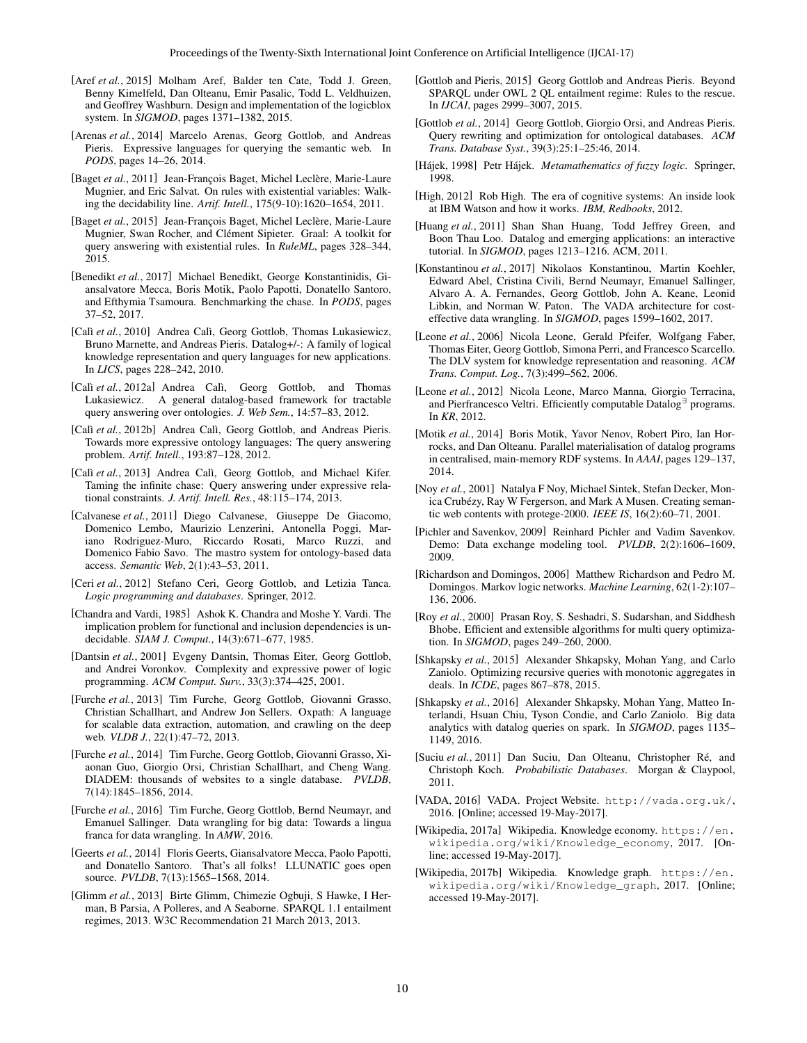[Aref *et al.*, 2015] Molham Aref, Balder ten Cate, Todd J. Green, Benny Kimelfeld, Dan Olteanu, Emir Pasalic, Todd L. Veldhuizen, and Geoffrey Washburn. Design and implementation of the logicblox system. In *SIGMOD*, pages 1371–1382, 2015.

[Arenas *et al.*, 2014] Marcelo Arenas, Georg Gottlob, and Andreas Pieris. Expressive languages for querying the semantic web. In *PODS*, pages 14–26, 2014.

[Baget *et al.*, 2011] Jean-François Baget, Michel Leclère, Marie-Laure Mugnier, and Eric Salvat. On rules with existential variables: Walking the decidability line. *Artif. Intell.*, 175(9-10):1620–1654, 2011.

[Baget *et al.*, 2015] Jean-François Baget, Michel Leclère, Marie-Laure Mugnier, Swan Rocher, and Clément Sipieter. Graal: A toolkit for query answering with existential rules. In *RuleML*, pages 328–344, 2015.

[Benedikt *et al.*, 2017] Michael Benedikt, George Konstantinidis, Giansalvatore Mecca, Boris Motik, Paolo Papotti, Donatello Santoro, and Efthymia Tsamoura. Benchmarking the chase. In *PODS*, pages 37–52, 2017.

[Calì *et al.*, 2010] Andrea Calì, Georg Gottlob, Thomas Lukasiewicz, Bruno Marnette, and Andreas Pieris. Datalog+/-: A family of logical knowledge representation and query languages for new applications. In *LICS*, pages 228–242, 2010.

[Calì *et al.*, 2012a] Andrea Calì, Georg Gottlob, and Thomas Lukasiewicz. A general datalog-based framework for tractable query answering over ontologies. *J. Web Sem.*, 14:57–83, 2012.

[Calì *et al.*, 2012b] Andrea Calì, Georg Gottlob, and Andreas Pieris. Towards more expressive ontology languages: The query answering problem. *Artif. Intell.*, 193:87–128, 2012.

[Calì *et al.*, 2013] Andrea Calì, Georg Gottlob, and Michael Kifer. Taming the infinite chase: Query answering under expressive relational constraints. *J. Artif. Intell. Res.*, 48:115–174, 2013.

[Calvanese *et al.*, 2011] Diego Calvanese, Giuseppe De Giacomo, Domenico Lembo, Maurizio Lenzerini, Antonella Poggi, Mariano Rodriguez-Muro, Riccardo Rosati, Marco Ruzzi, and Domenico Fabio Savo. The mastro system for ontology-based data access. *Semantic Web*, 2(1):43–53, 2011.

[Ceri *et al.*, 2012] Stefano Ceri, Georg Gottlob, and Letizia Tanca. *Logic programming and databases*. Springer, 2012.

[Chandra and Vardi, 1985] Ashok K. Chandra and Moshe Y. Vardi. The implication problem for functional and inclusion dependencies is undecidable. *SIAM J. Comput.*, 14(3):671–677, 1985.

[Dantsin *et al.*, 2001] Evgeny Dantsin, Thomas Eiter, Georg Gottlob, and Andrei Voronkov. Complexity and expressive power of logic programming. *ACM Comput. Surv.*, 33(3):374–425, 2001.

[Furche *et al.*, 2013] Tim Furche, Georg Gottlob, Giovanni Grasso, Christian Schallhart, and Andrew Jon Sellers. Oxpath: A language for scalable data extraction, automation, and crawling on the deep web. *VLDB J.*, 22(1):47–72, 2013.

[Furche *et al.*, 2014] Tim Furche, Georg Gottlob, Giovanni Grasso, Xiaonan Guo, Giorgio Orsi, Christian Schallhart, and Cheng Wang. DIADEM: thousands of websites to a single database. *PVLDB*, 7(14):1845–1856, 2014.

[Furche *et al.*, 2016] Tim Furche, Georg Gottlob, Bernd Neumayr, and Emanuel Sallinger. Data wrangling for big data: Towards a lingua franca for data wrangling. In *AMW*, 2016.

[Geerts *et al.*, 2014] Floris Geerts, Giansalvatore Mecca, Paolo Papotti, and Donatello Santoro. That's all folks! LLUNATIC goes open source. *PVLDB*, 7(13):1565–1568, 2014.

[Glimm *et al.*, 2013] Birte Glimm, Chimezie Ogbuji, S Hawke, I Herman, B Parsia, A Polleres, and A Seaborne. SPARQL 1.1 entailment regimes, 2013. W3C Recommendation 21 March 2013, 2013.

[Gottlob and Pieris, 2015] Georg Gottlob and Andreas Pieris. Beyond SPARQL under OWL 2 QL entailment regime: Rules to the rescue. In *IJCAI*, pages 2999–3007, 2015.

[Gottlob *et al.*, 2014] Georg Gottlob, Giorgio Orsi, and Andreas Pieris. Query rewriting and optimization for ontological databases. *ACM Trans. Database Syst.*, 39(3):25:1–25:46, 2014.

[Hájek, 1998] Petr Hájek. *Metamathematics of fuzzy logic*. Springer, 1998.

[High, 2012] Rob High. The era of cognitive systems: An inside look at IBM Watson and how it works. *IBM, Redbooks*, 2012.

[Huang *et al.*, 2011] Shan Shan Huang, Todd Jeffrey Green, and Boon Thau Loo. Datalog and emerging applications: an interactive tutorial. In *SIGMOD*, pages 1213–1216. ACM, 2011.

[Konstantinou *et al.*, 2017] Nikolaos Konstantinou, Martin Koehler, Edward Abel, Cristina Civili, Bernd Neumayr, Emanuel Sallinger, Alvaro A. A. Fernandes, Georg Gottlob, John A. Keane, Leonid Libkin, and Norman W. Paton. The VADA architecture for cost-effective data wrangling. In *SIGMOD*, pages 1599–1602, 2017.

[Leone *et al.*, 2006] Nicola Leone, Gerald Pfeifer, Wolfgang Faber, Thomas Eiter, Georg Gottlob, Simona Perri, and Francesco Scarcello. The DLV system for knowledge representation and reasoning. *ACM Trans. Comput. Log.*, 7(3):499–562, 2006.

[Leone *et al.*, 2012] Nicola Leone, Marco Manna, Giorgio Terracina, and Pierfrancesco Veltri. Efficiently computable Datalog$^{\exists}$ programs. In *KR*, 2012.

[Motik *et al.*, 2014] Boris Motik, Yavor Nenov, Robert Piro, Ian Horrocks, and Dan Olteanu. Parallel materialisation of datalog programs in centralised, main-memory RDF systems. In *AAAI*, pages 129–137, 2014.

[Noy *et al.*, 2001] Natalya F Noy, Michael Sintek, Stefan Decker, Monica Crubézy, Ray W Fergerson, and Mark A Musen. Creating semantic web contents with protege-2000. *IEEE IS*, 16(2):60–71, 2001.

[Pichler and Savenkov, 2009] Reinhard Pichler and Vadim Savenkov. Demo: Data exchange modeling tool. *PVLDB*, 2(2):1606–1609, 2009.

[Richardson and Domingos, 2006] Matthew Richardson and Pedro M. Domingos. Markov logic networks. *Machine Learning*, 62(1-2):107–136, 2006.

[Roy *et al.*, 2000] Prasan Roy, S. Seshadri, S. Sudarshan, and Siddhesh Bhobe. Efficient and extensible algorithms for multi query optimization. In *SIGMOD*, pages 249–260, 2000.

[Shkapsky *et al.*, 2015] Alexander Shkapsky, Mohan Yang, and Carlo Zaniolo. Optimizing recursive queries with monotonic aggregates in deals. In *ICDE*, pages 867–878, 2015.

[Shkapsky *et al.*, 2016] Alexander Shkapsky, Mohan Yang, Matteo Interlandi, Hsuan Chiu, Tyson Condie, and Carlo Zaniolo. Big data analytics with datalog queries on spark. In *SIGMOD*, pages 1135–1149, 2016.

[Suciu *et al.*, 2011] Dan Suciu, Dan Olteanu, Christopher Ré, and Christoph Koch. *Probabilistic Databases*. Morgan & Claypool, 2011.

[VADA, 2016] VADA. Project Website. http://vada.org.uk/, 2016. [Online; accessed 19-May-2017].

[Wikipedia, 2017a] Wikipedia. Knowledge economy. https://en.wikipedia.org/wiki/Knowledge_economy, 2017. [Online; accessed 19-May-2017].

[Wikipedia, 2017b] Wikipedia. Knowledge graph. https://en.wikipedia.org/wiki/Knowledge_graph, 2017. [Online; accessed 19-May-2017].